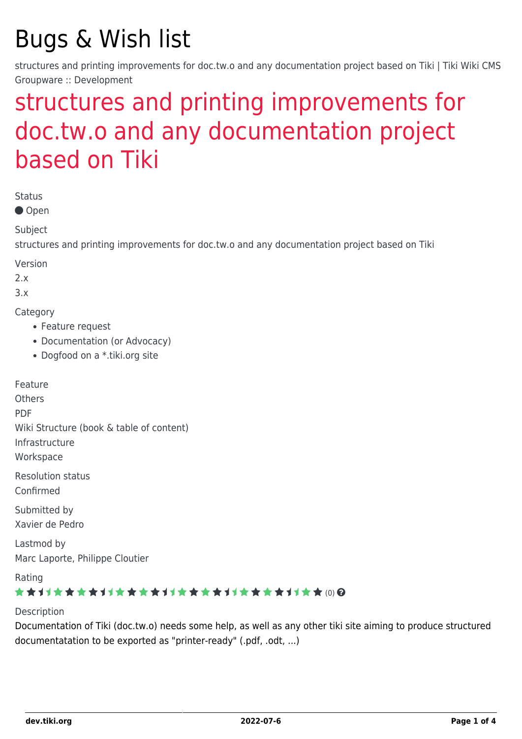# Bugs & Wish list

structures and printing improvements for doc.tw.o and any documentation project based on Tiki | Tiki Wiki CMS Groupware :: Development

## structures and printing improvements for doc.tw.o and any documentation project based on Tiki

Status

Open

Subject

structures and printing improvements for doc.tw.o and any documentation project based on Tiki

Version

2.x

3.x

Category

- Feature request
- Documentation (or Advocacy)
- Dogfood on a *.tiki.org site

Feature

Others

PDF

Wiki Structure (book & table of content)

Infrastructure

Workspace

Resolution status

Confirmed

Submitted by

Xavier de Pedro

Lastmod by

Marc Laporte, Philippe Cloutier

Rating

(0)

Description

Documentation of Tiki (doc.tw.o) needs some help, as well as any other tiki site aiming to produce structured documentatation to be exported as "printer-ready" (.pdf, .odt, ...)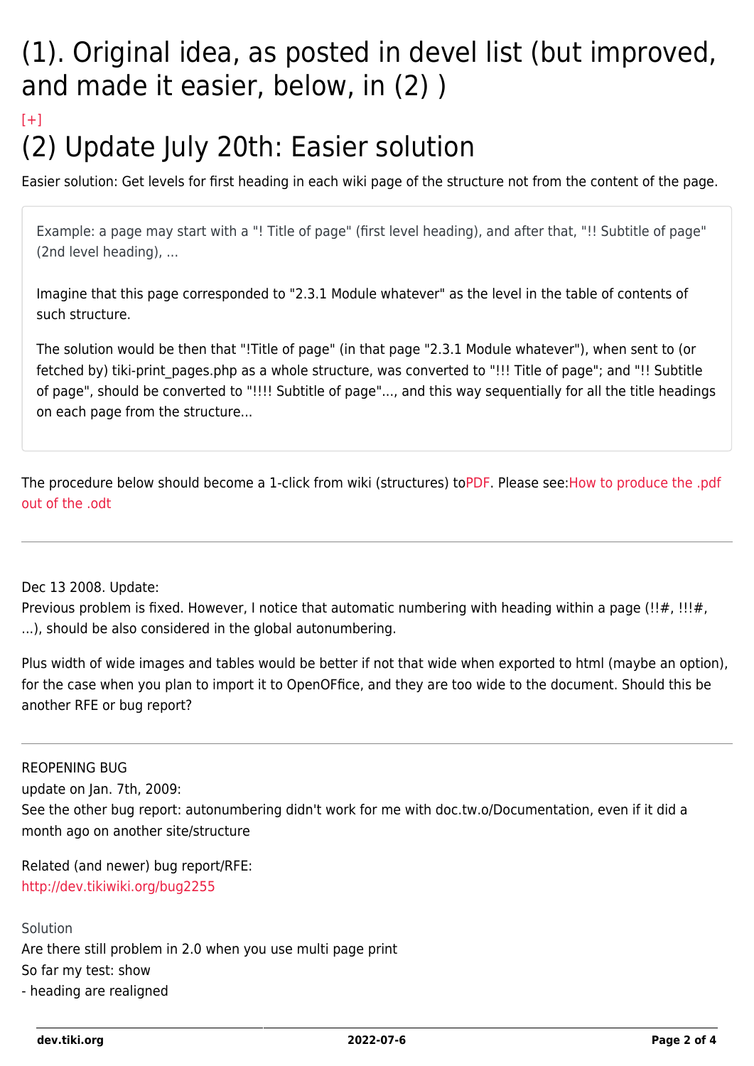# (1). Original idea, as posted in devel list (but improved, and made it easier, below, in (2) )

[+]

# (2) Update July 20th: Easier solution

Easier solution: Get levels for first heading in each wiki page of the structure not from the content of the page.

> Example: a page may start with a "! Title of page" (first level heading), and after that, "!! Subtitle of page" (2nd level heading), ...
>
> Imagine that this page corresponded to "2.3.1 Module whatever" as the level in the table of contents of such structure.
>
> The solution would be then that "!Title of page" (in that page "2.3.1 Module whatever"), when sent to (or fetched by) tiki-print_pages.php as a whole structure, was converted to "!!! Title of page"; and "!! Subtitle of page", should be converted to "!!!! Subtitle of page"..., and this way sequentially for all the title headings on each page from the structure...

The procedure below should become a 1-click from wiki (structures) toPDF. Please see:How to produce the .pdf out of the .odt

---

Dec 13 2008. Update:
Previous problem is fixed. However, I notice that automatic numbering with heading within a page (!!#, !!!#, ...), should be also considered in the global autonumbering.

Plus width of wide images and tables would be better if not that wide when exported to html (maybe an option), for the case when you plan to import it to OpenOFfice, and they are too wide to the document. Should this be another RFE or bug report?

---

REOPENING BUG
update on Jan. 7th, 2009:
See the other bug report: autonumbering didn't work for me with doc.tw.o/Documentation, even if it did a month ago on another site/structure

Related (and newer) bug report/RFE:
http://dev.tikiwiki.org/bug2255

Solution
Are there still problem in 2.0 when you use multi page print
So far my test: show
- heading are realigned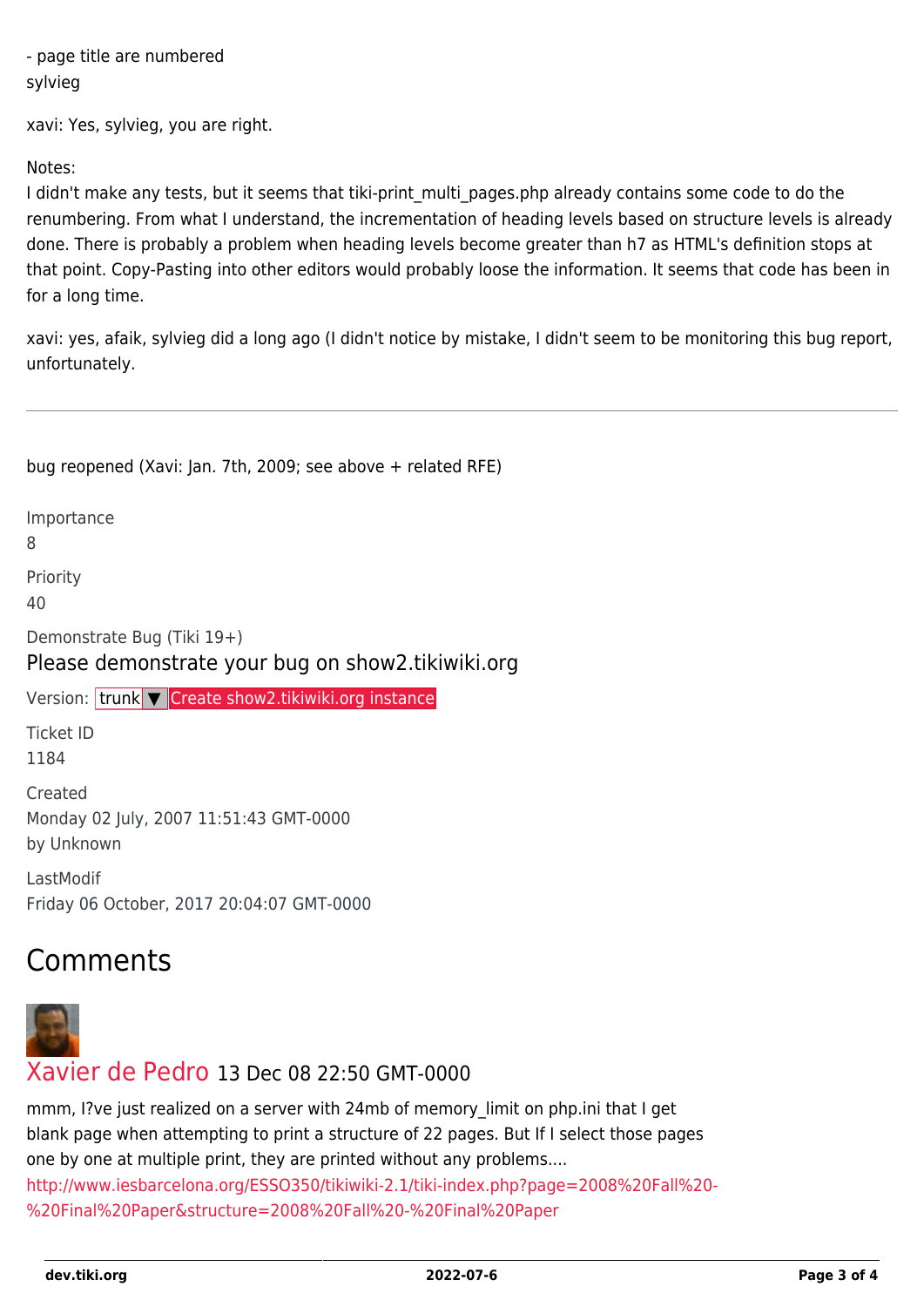- page title are numbered
sylvieg

xavi: Yes, sylvieg, you are right.

Notes:
I didn't make any tests, but it seems that tiki-print_multi_pages.php already contains some code to do the renumbering. From what I understand, the incrementation of heading levels based on structure levels is already done. There is probably a problem when heading levels become greater than h7 as HTML's definition stops at that point. Copy-Pasting into other editors would probably loose the information. It seems that code has been in for a long time.

xavi: yes, afaik, sylvieg did a long ago (I didn't notice by mistake, I didn't seem to be monitoring this bug report, unfortunately.

---

bug reopened (Xavi: Jan. 7th, 2009; see above + related RFE)

Importance
8

Priority
40

Demonstrate Bug (Tiki 19+)

Please demonstrate your bug on show2.tikiwiki.org

Version: trunk ▼ Create show2.tikiwiki.org instance

Ticket ID
1184

Created
Monday 02 July, 2007 11:51:43 GMT-0000
by Unknown

LastModif
Friday 06 October, 2017 20:04:07 GMT-0000

## Comments

Xavier de Pedro 13 Dec 08 22:50 GMT-0000

mmm, I?ve just realized on a server with 24mb of memory_limit on php.ini that I get blank page when attempting to print a structure of 22 pages. But If I select those pages one by one at multiple print, they are printed without any problems....
http://www.iesbarcelona.org/ESSO350/tikiwiki-2.1/tiki-index.php?page=2008%20Fall%20-%20Final%20Paper&structure=2008%20Fall%20-%20Final%20Paper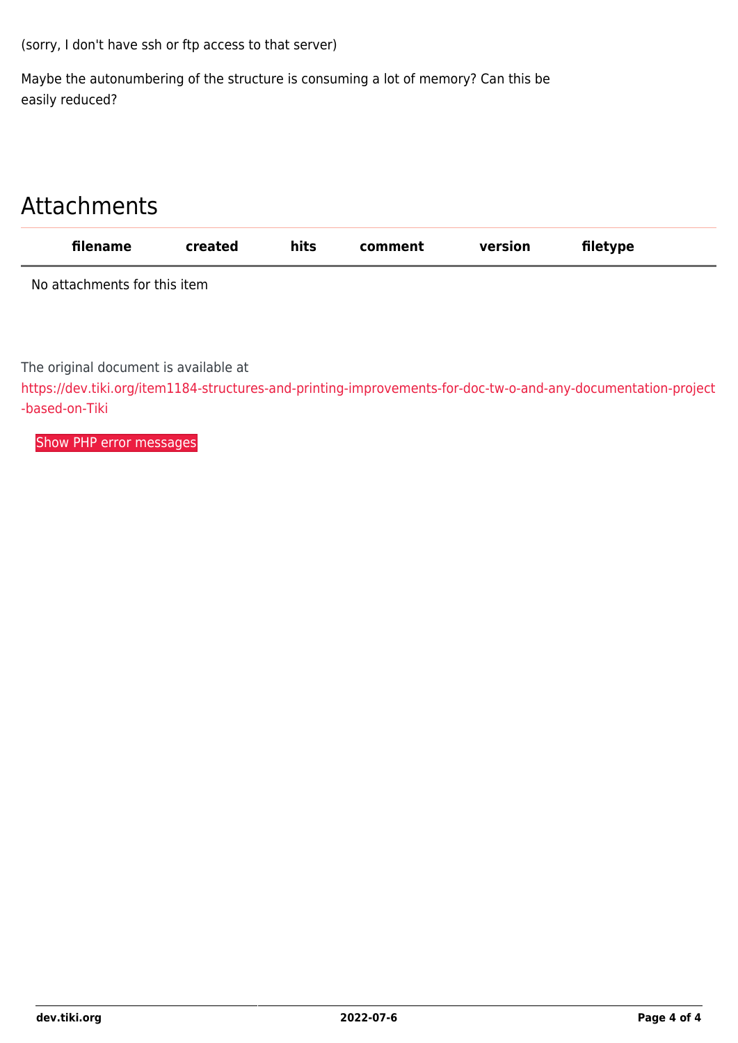(sorry, I don't have ssh or ftp access to that server)

Maybe the autonumbering of the structure is consuming a lot of memory? Can this be easily reduced?

# Attachments

| filename | created | hits | comment | version | filetype |
|---|---|---|---|---|---|

No attachments for this item

The original document is available at https://dev.tiki.org/item1184-structures-and-printing-improvements-for-doc-tw-o-and-any-documentation-project-based-on-Tiki

Show PHP error messages